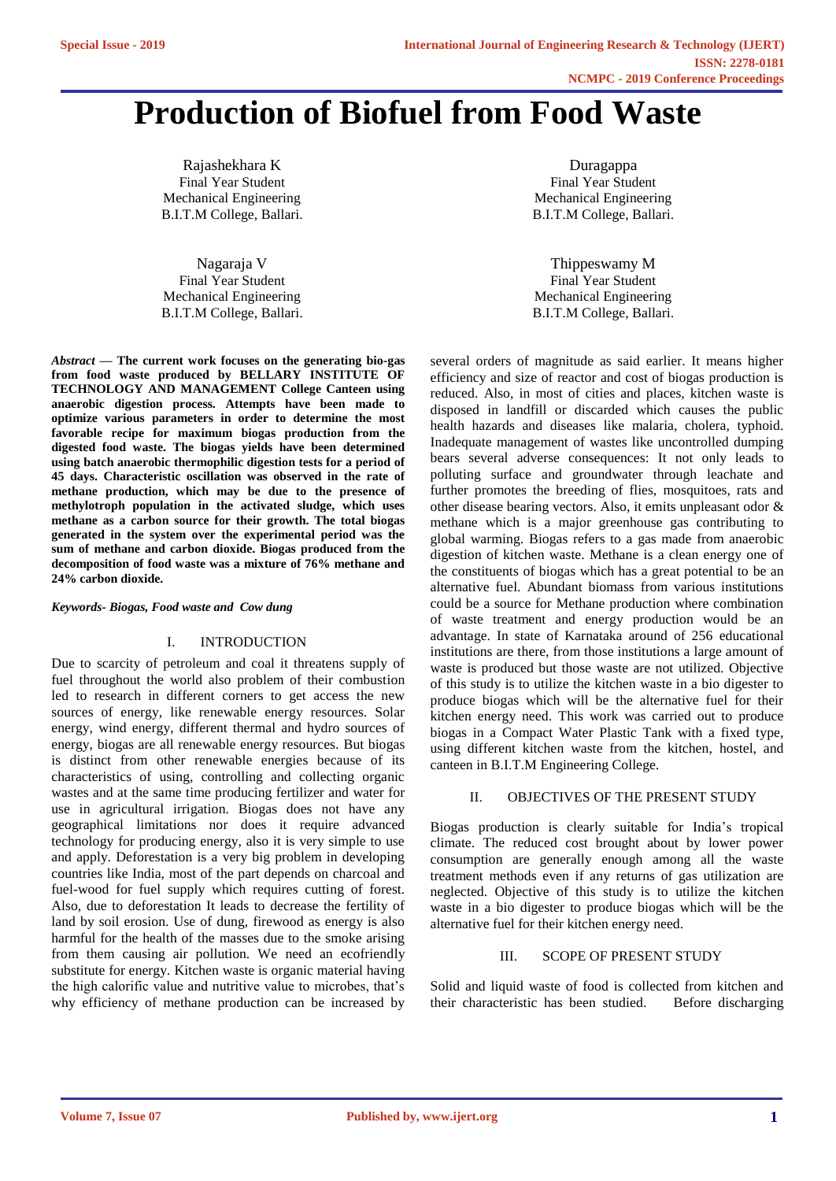# Production of Biofuel from Food Waste

Rajashekhara K
Final Year Student
Mechanical Engineering
B.I.T.M College, Ballari.

Duragappa
Final Year Student
Mechanical Engineering
B.I.T.M College, Ballari.

Nagaraja V
Final Year Student
Mechanical Engineering
B.I.T.M College, Ballari.

Thippeswamy M
Final Year Student
Mechanical Engineering
B.I.T.M College, Ballari.

***Abstract* — The current work focuses on the generating bio-gas from food waste produced by BELLARY INSTITUTE OF TECHNOLOGY AND MANAGEMENT College Canteen using anaerobic digestion process. Attempts have been made to optimize various parameters in order to determine the most favorable recipe for maximum biogas production from the digested food waste. The biogas yields have been determined using batch anaerobic thermophilic digestion tests for a period of 45 days. Characteristic oscillation was observed in the rate of methane production, which may be due to the presence of methylotroph population in the activated sludge, which uses methane as a carbon source for their growth. The total biogas generated in the system over the experimental period was the sum of methane and carbon dioxide. Biogas produced from the decomposition of food waste was a mixture of 76% methane and 24% carbon dioxide.**

***Keywords- Biogas, Food waste and Cow dung***

## I. INTRODUCTION

Due to scarcity of petroleum and coal it threatens supply of fuel throughout the world also problem of their combustion led to research in different corners to get access the new sources of energy, like renewable energy resources. Solar energy, wind energy, different thermal and hydro sources of energy, biogas are all renewable energy resources. But biogas is distinct from other renewable energies because of its characteristics of using, controlling and collecting organic wastes and at the same time producing fertilizer and water for use in agricultural irrigation. Biogas does not have any geographical limitations nor does it require advanced technology for producing energy, also it is very simple to use and apply. Deforestation is a very big problem in developing countries like India, most of the part depends on charcoal and fuel-wood for fuel supply which requires cutting of forest. Also, due to deforestation It leads to decrease the fertility of land by soil erosion. Use of dung, firewood as energy is also harmful for the health of the masses due to the smoke arising from them causing air pollution. We need an ecofriendly substitute for energy. Kitchen waste is organic material having the high calorific value and nutritive value to microbes, that's why efficiency of methane production can be increased by several orders of magnitude as said earlier. It means higher efficiency and size of reactor and cost of biogas production is reduced. Also, in most of cities and places, kitchen waste is disposed in landfill or discarded which causes the public health hazards and diseases like malaria, cholera, typhoid. Inadequate management of wastes like uncontrolled dumping bears several adverse consequences: It not only leads to polluting surface and groundwater through leachate and further promotes the breeding of flies, mosquitoes, rats and other disease bearing vectors. Also, it emits unpleasant odor & methane which is a major greenhouse gas contributing to global warming. Biogas refers to a gas made from anaerobic digestion of kitchen waste. Methane is a clean energy one of the constituents of biogas which has a great potential to be an alternative fuel. Abundant biomass from various institutions could be a source for Methane production where combination of waste treatment and energy production would be an advantage. In state of Karnataka around of 256 educational institutions are there, from those institutions a large amount of waste is produced but those waste are not utilized. Objective of this study is to utilize the kitchen waste in a bio digester to produce biogas which will be the alternative fuel for their kitchen energy need. This work was carried out to produce biogas in a Compact Water Plastic Tank with a fixed type, using different kitchen waste from the kitchen, hostel, and canteen in B.I.T.M Engineering College.

## II. OBJECTIVES OF THE PRESENT STUDY

Biogas production is clearly suitable for India's tropical climate. The reduced cost brought about by lower power consumption are generally enough among all the waste treatment methods even if any returns of gas utilization are neglected. Objective of this study is to utilize the kitchen waste in a bio digester to produce biogas which will be the alternative fuel for their kitchen energy need.

## III. SCOPE OF PRESENT STUDY

Solid and liquid waste of food is collected from kitchen and their characteristic has been studied. Before discharging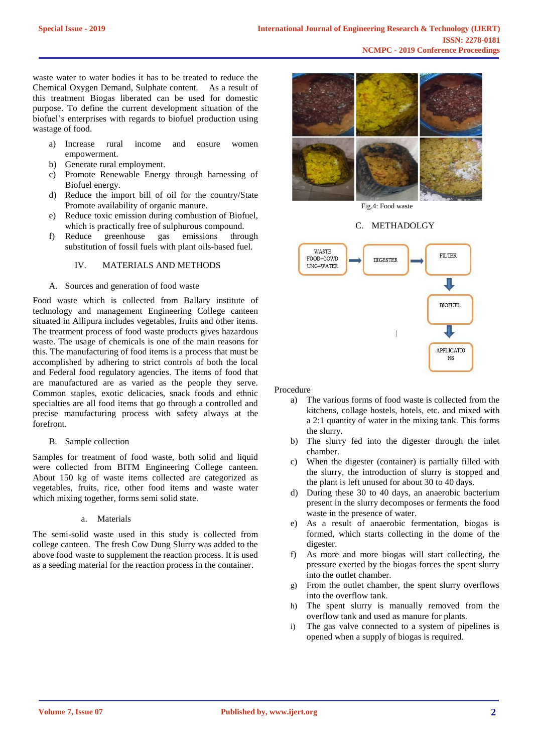waste water to water bodies it has to be treated to reduce the Chemical Oxygen Demand, Sulphate content. As a result of this treatment Biogas liberated can be used for domestic purpose. To define the current development situation of the biofuel's enterprises with regards to biofuel production using wastage of food.

a) Increase rural income and ensure women empowerment.
b) Generate rural employment.
c) Promote Renewable Energy through harnessing of Biofuel energy.
d) Reduce the import bill of oil for the country/State Promote availability of organic manure.
e) Reduce toxic emission during combustion of Biofuel, which is practically free of sulphurous compound.
f) Reduce greenhouse gas emissions through substitution of fossil fuels with plant oils-based fuel.

## IV. MATERIALS AND METHODS

### A. Sources and generation of food waste

Food waste which is collected from Ballary institute of technology and management Engineering College canteen situated in Allipura includes vegetables, fruits and other items. The treatment process of food waste products gives hazardous waste. The usage of chemicals is one of the main reasons for this. The manufacturing of food items is a process that must be accomplished by adhering to strict controls of both the local and Federal food regulatory agencies. The items of food that are manufactured are as varied as the people they serve. Common staples, exotic delicacies, snack foods and ethnic specialties are all food items that go through a controlled and precise manufacturing process with safety always at the forefront.

### B. Sample collection

Samples for treatment of food waste, both solid and liquid were collected from BITM Engineering College canteen. About 150 kg of waste items collected are categorized as vegetables, fruits, rice, other food items and waste water which mixing together, forms semi solid state.

#### a. Materials

The semi-solid waste used in this study is collected from college canteen. The fresh Cow Dung Slurry was added to the above food waste to supplement the reaction process. It is used as a seeding material for the reaction process in the container.

Fig.4: Food waste

### C. METHADOLGY

WASTE FOOD+COWD UNG+WATER → DIGESTER → FILTER → BIOFUEL → APPLICATIONS

Procedure

a) The various forms of food waste is collected from the kitchens, collage hostels, hotels, etc. and mixed with a 2:1 quantity of water in the mixing tank. This forms the slurry.
b) The slurry fed into the digester through the inlet chamber.
c) When the digester (container) is partially filled with the slurry, the introduction of slurry is stopped and the plant is left unused for about 30 to 40 days.
d) During these 30 to 40 days, an anaerobic bacterium present in the slurry decomposes or ferments the food waste in the presence of water.
e) As a result of anaerobic fermentation, biogas is formed, which starts collecting in the dome of the digester.
f) As more and more biogas will start collecting, the pressure exerted by the biogas forces the spent slurry into the outlet chamber.
g) From the outlet chamber, the spent slurry overflows into the overflow tank.
h) The spent slurry is manually removed from the overflow tank and used as manure for plants.
i) The gas valve connected to a system of pipelines is opened when a supply of biogas is required.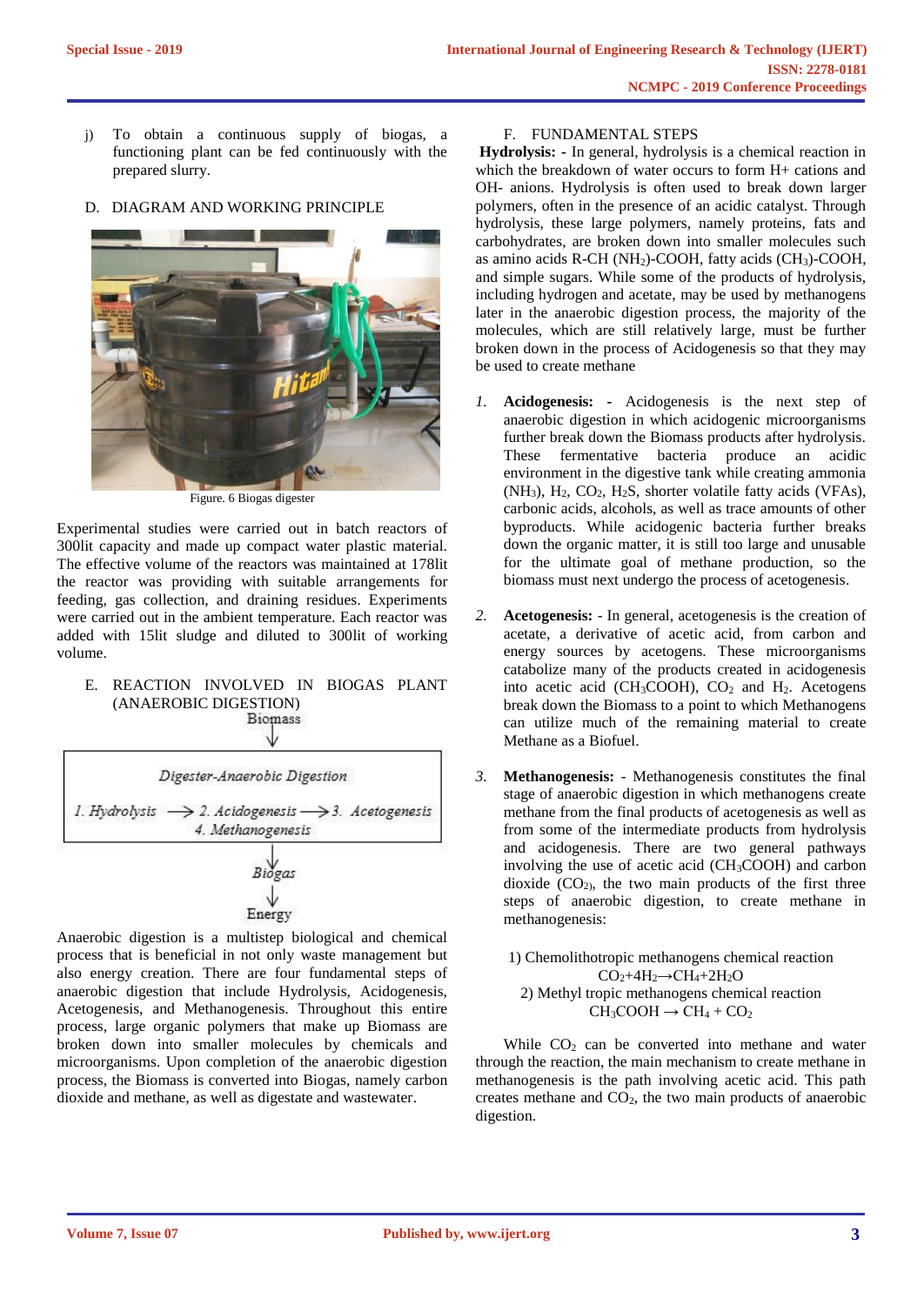j) To obtain a continuous supply of biogas, a functioning plant can be fed continuously with the prepared slurry.

## D. DIAGRAM AND WORKING PRINCIPLE

Figure. 6 Biogas digester

Experimental studies were carried out in batch reactors of 300lit capacity and made up compact water plastic material. The effective volume of the reactors was maintained at 178lit the reactor was providing with suitable arrangements for feeding, gas collection, and draining residues. Experiments were carried out in the ambient temperature. Each reactor was added with 15lit sludge and diluted to 300lit of working volume.

## E. REACTION INVOLVED IN BIOGAS PLANT (ANAEROBIC DIGESTION)

Biomass
↓
Digester-Anaerobic Digestion
1. Hydrolysis → 2. Acidogenesis → 3. Acetogenesis
4. Methanogenesis
↓
Biogas
↓
Energy

Anaerobic digestion is a multistep biological and chemical process that is beneficial in not only waste management but also energy creation. There are four fundamental steps of anaerobic digestion that include Hydrolysis, Acidogenesis, Acetogenesis, and Methanogenesis. Throughout this entire process, large organic polymers that make up Biomass are broken down into smaller molecules by chemicals and microorganisms. Upon completion of the anaerobic digestion process, the Biomass is converted into Biogas, namely carbon dioxide and methane, as well as digestate and wastewater.

## F. FUNDAMENTAL STEPS

**Hydrolysis: -** In general, hydrolysis is a chemical reaction in which the breakdown of water occurs to form H+ cations and OH- anions. Hydrolysis is often used to break down larger polymers, often in the presence of an acidic catalyst. Through hydrolysis, these large polymers, namely proteins, fats and carbohydrates, are broken down into smaller molecules such as amino acids R-CH $(NH_2)$-COOH, fatty acids $(CH_3)$-COOH, and simple sugars. While some of the products of hydrolysis, including hydrogen and acetate, may be used by methanogens later in the anaerobic digestion process, the majority of the molecules, which are still relatively large, must be further broken down in the process of Acidogenesis so that they may be used to create methane

1. **Acidogenesis: -** Acidogenesis is the next step of anaerobic digestion in which acidogenic microorganisms further break down the Biomass products after hydrolysis. These fermentative bacteria produce an acidic environment in the digestive tank while creating ammonia $(NH_3)$, $H_2$, $CO_2$, $H_2S$, shorter volatile fatty acids (VFAs), carbonic acids, alcohols, as well as trace amounts of other byproducts. While acidogenic bacteria further breaks down the organic matter, it is still too large and unusable for the ultimate goal of methane production, so the biomass must next undergo the process of acetogenesis.

2. **Acetogenesis:** - In general, acetogenesis is the creation of acetate, a derivative of acetic acid, from carbon and energy sources by acetogens. These microorganisms catabolize many of the products created in acidogenesis into acetic acid $(CH_3COOH)$, $CO_2$ and $H_2$. Acetogens break down the Biomass to a point to which Methanogens can utilize much of the remaining material to create Methane as a Biofuel.

3. **Methanogenesis:** - Methanogenesis constitutes the final stage of anaerobic digestion in which methanogens create methane from the final products of acetogenesis as well as from some of the intermediate products from hydrolysis and acidogenesis. There are two general pathways involving the use of acetic acid $(CH_3COOH)$ and carbon dioxide $(CO_2)$, the two main products of the first three steps of anaerobic digestion, to create methane in methanogenesis:

1) Chemolithotropic methanogens chemical reaction

$$CO_2+4H_2 \rightarrow CH_4+2H_2O$$

2) Methyl tropic methanogens chemical reaction

$$CH_3COOH \rightarrow CH_4 + CO_2$$

While $CO_2$ can be converted into methane and water through the reaction, the main mechanism to create methane in methanogenesis is the path involving acetic acid. This path creates methane and $CO_2$, the two main products of anaerobic digestion.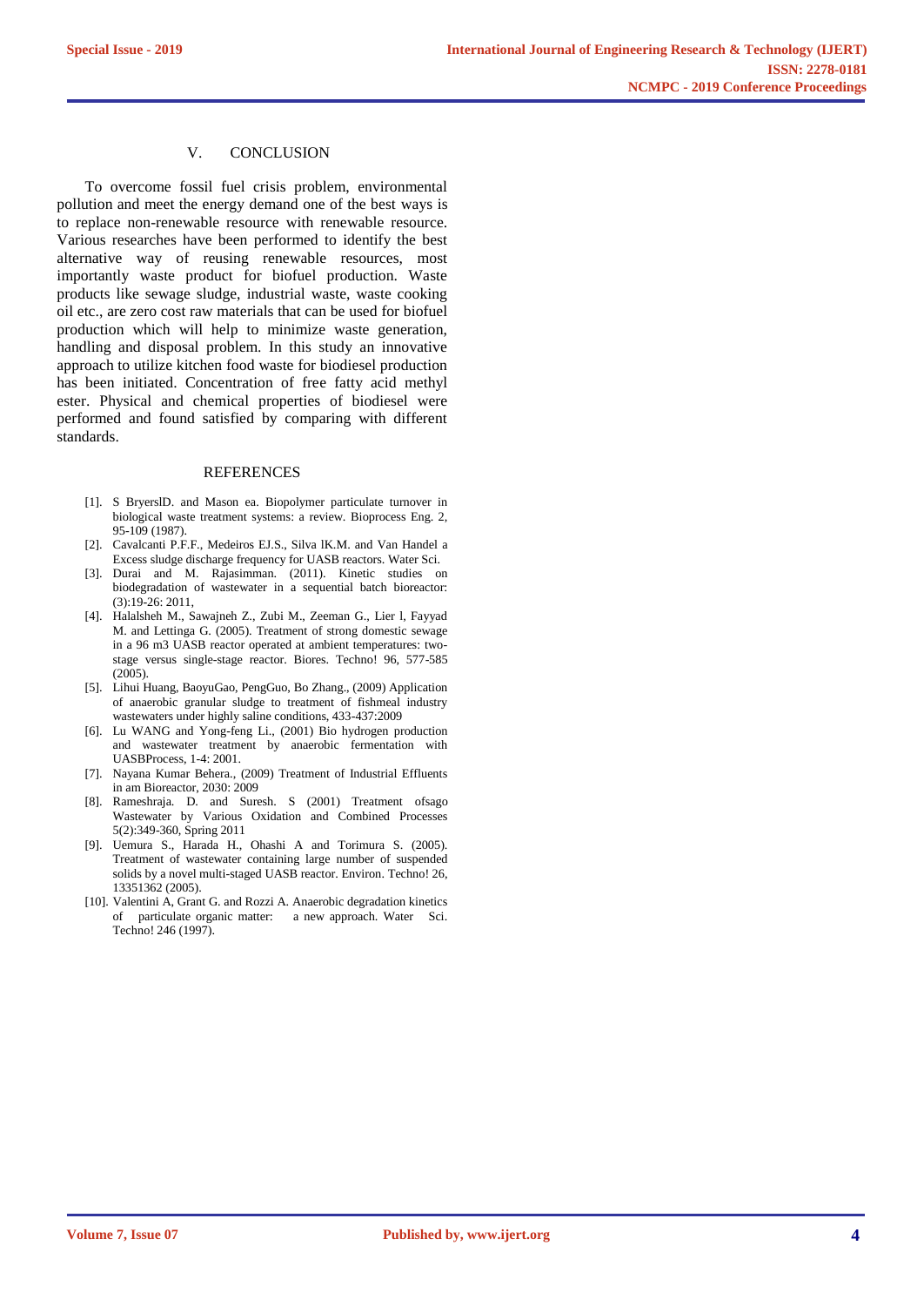## V. CONCLUSION

To overcome fossil fuel crisis problem, environmental pollution and meet the energy demand one of the best ways is to replace non-renewable resource with renewable resource. Various researches have been performed to identify the best alternative way of reusing renewable resources, most importantly waste product for biofuel production. Waste products like sewage sludge, industrial waste, waste cooking oil etc., are zero cost raw materials that can be used for biofuel production which will help to minimize waste generation, handling and disposal problem. In this study an innovative approach to utilize kitchen food waste for biodiesel production has been initiated. Concentration of free fatty acid methyl ester. Physical and chemical properties of biodiesel were performed and found satisfied by comparing with different standards.

## REFERENCES

[1]. S BryerslD. and Mason ea. Biopolymer particulate turnover in biological waste treatment systems: a review. Bioprocess Eng. 2, 95-109 (1987).

[2]. Cavalcanti P.F.F., Medeiros EJ.S., Silva lK.M. and Van Handel a Excess sludge discharge frequency for UASB reactors. Water Sci.

[3]. Durai and M. Rajasimman. (2011). Kinetic studies on biodegradation of wastewater in a sequential batch bioreactor: (3):19-26: 2011,

[4]. Halalsheh M., Sawajneh Z., Zubi M., Zeeman G., Lier l, Fayyad M. and Lettinga G. (2005). Treatment of strong domestic sewage in a 96 m3 UASB reactor operated at ambient temperatures: two-stage versus single-stage reactor. Biores. Techno! 96, 577-585 (2005).

[5]. Lihui Huang, BaoyuGao, PengGuo, Bo Zhang., (2009) Application of anaerobic granular sludge to treatment of fishmeal industry wastewaters under highly saline conditions, 433-437:2009

[6]. Lu WANG and Yong-feng Li., (2001) Bio hydrogen production and wastewater treatment by anaerobic fermentation with UASBProcess, 1-4: 2001.

[7]. Nayana Kumar Behera., (2009) Treatment of Industrial Effluents in am Bioreactor, 2030: 2009

[8]. Rameshraja. D. and Suresh. S (2001) Treatment ofsago Wastewater by Various Oxidation and Combined Processes 5(2):349-360, Spring 2011

[9]. Uemura S., Harada H., Ohashi A and Torimura S. (2005). Treatment of wastewater containing large number of suspended solids by a novel multi-staged UASB reactor. Environ. Techno! 26, 13351362 (2005).

[10]. Valentini A, Grant G. and Rozzi A. Anaerobic degradation kinetics of particulate organic matter: a new approach. Water Sci. Techno! 246 (1997).